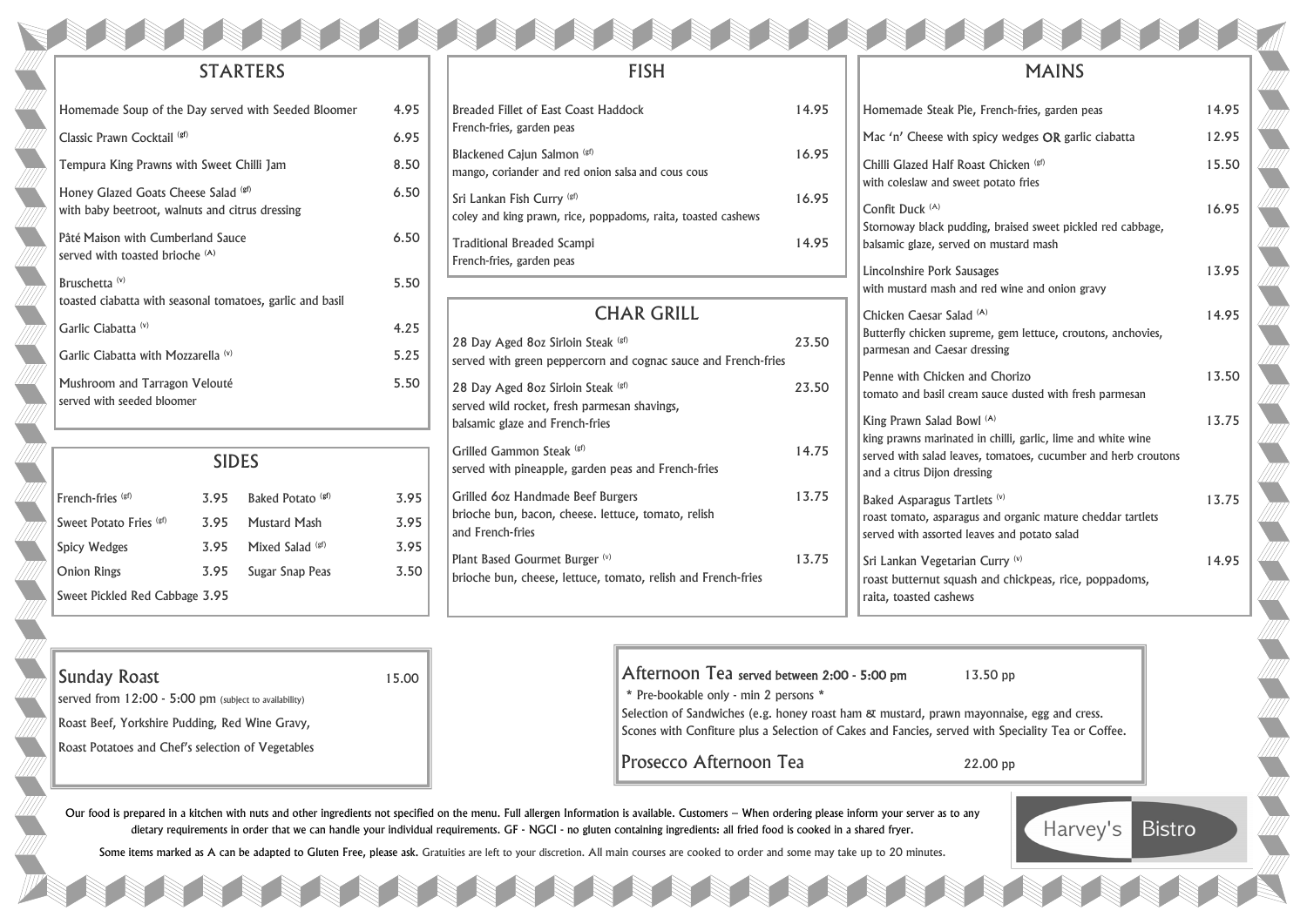# Harvey's Bistro

## STARTERS

| Item | Price |
|---|---|
| Homemade Soup of the Day served with Seeded Bloomer | 4.95 |
| Classic Prawn Cocktail (gf) | 6.95 |
| Tempura King Prawns with Sweet Chilli Jam | 8.50 |
| Honey Glazed Goats Cheese Salad (gf) with baby beetroot, walnuts and citrus dressing | 6.50 |
| Pâté Maison with Cumberland Sauce served with toasted brioche (A) | 6.50 |
| Bruschetta (v) toasted ciabatta with seasonal tomatoes, garlic and basil | 5.50 |
| Garlic Ciabatta (v) | 4.25 |
| Garlic Ciabatta with Mozzarella (v) | 5.25 |
| Mushroom and Tarragon Velouté served with seeded bloomer | 5.50 |

## SIDES

| Item | Price | Item | Price |
|---|---|---|---|
| French-fries (gf) | 3.95 | Baked Potato (gf) | 3.95 |
| Sweet Potato Fries (gf) | 3.95 | Mustard Mash | 3.95 |
| Spicy Wedges | 3.95 | Mixed Salad (gf) | 3.95 |
| Onion Rings | 3.95 | Sugar Snap Peas | 3.50 |
| Sweet Pickled Red Cabbage | 3.95 | | |

## FISH

| Item | Price |
|---|---|
| Breaded Fillet of East Coast Haddock French-fries, garden peas | 14.95 |
| Blackened Cajun Salmon (gf) mango, coriander and red onion salsa and cous cous | 16.95 |
| Sri Lankan Fish Curry (gf) coley and king prawn, rice, poppadoms, raita, toasted cashews | 16.95 |
| Traditional Breaded Scampi French-fries, garden peas | 14.95 |

## CHAR GRILL

| Item | Price |
|---|---|
| 28 Day Aged 8oz Sirloin Steak (gf) served with green peppercorn and cognac sauce and French-fries | 23.50 |
| 28 Day Aged 8oz Sirloin Steak (gf) served wild rocket, fresh parmesan shavings, balsamic glaze and French-fries | 23.50 |
| Grilled Gammon Steak (gf) served with pineapple, garden peas and French-fries | 14.75 |
| Grilled 6oz Handmade Beef Burgers brioche bun, bacon, cheese. lettuce, tomato, relish and French-fries | 13.75 |
| Plant Based Gourmet Burger (v) brioche bun, cheese, lettuce, tomato, relish and French-fries | 13.75 |

## MAINS

| Item | Price |
|---|---|
| Homemade Steak Pie, French-fries, garden peas | 14.95 |
| Mac 'n' Cheese with spicy wedges **OR** garlic ciabatta | 12.95 |
| Chilli Glazed Half Roast Chicken (gf) with coleslaw and sweet potato fries | 15.50 |
| Confit Duck (A) Stornoway black pudding, braised sweet pickled red cabbage, balsamic glaze, served on mustard mash | 16.95 |
| Lincolnshire Pork Sausages with mustard mash and red wine and onion gravy | 13.95 |
| Chicken Caesar Salad (A) Butterfly chicken supreme, gem lettuce, croutons, anchovies, parmesan and Caesar dressing | 14.95 |
| Penne with Chicken and Chorizo tomato and basil cream sauce dusted with fresh parmesan | 13.50 |
| King Prawn Salad Bowl (A) king prawns marinated in chilli, garlic, lime and white wine served with salad leaves, tomatoes, cucumber and herb croutons and a citrus Dijon dressing | 13.75 |
| Baked Asparagus Tartlets (v) roast tomato, asparagus and organic mature cheddar tartlets served with assorted leaves and potato salad | 13.75 |
| Sri Lankan Vegetarian Curry (v) roast butternut squash and chickpeas, rice, poppadoms, raita, toasted cashews | 14.95 |

## Sunday Roast — 15.00

served from 12:00 - 5:00 pm (subject to availability)

Roast Beef, Yorkshire Pudding, Red Wine Gravy,

Roast Potatoes and Chef's selection of Vegetables

## Afternoon Tea served between 2:00 - 5:00 pm — 13.50 pp

* Pre-bookable only - min 2 persons *

Selection of Sandwiches (e.g. honey roast ham & mustard, prawn mayonnaise, egg and cress. Scones with Confiture plus a Selection of Cakes and Fancies, served with Speciality Tea or Coffee.

## Prosecco Afternoon Tea — 22.00 pp

Our food is prepared in a kitchen with nuts and other ingredients not specified on the menu. Full allergen Information is available. Customers – When ordering please inform your server as to any dietary requirements in order that we can handle your individual requirements. GF - NGCI - no gluten containing ingredients: all fried food is cooked in a shared fryer.

Some items marked as A can be adapted to Gluten Free, please ask. Gratuities are left to your discretion. All main courses are cooked to order and some may take up to 20 minutes.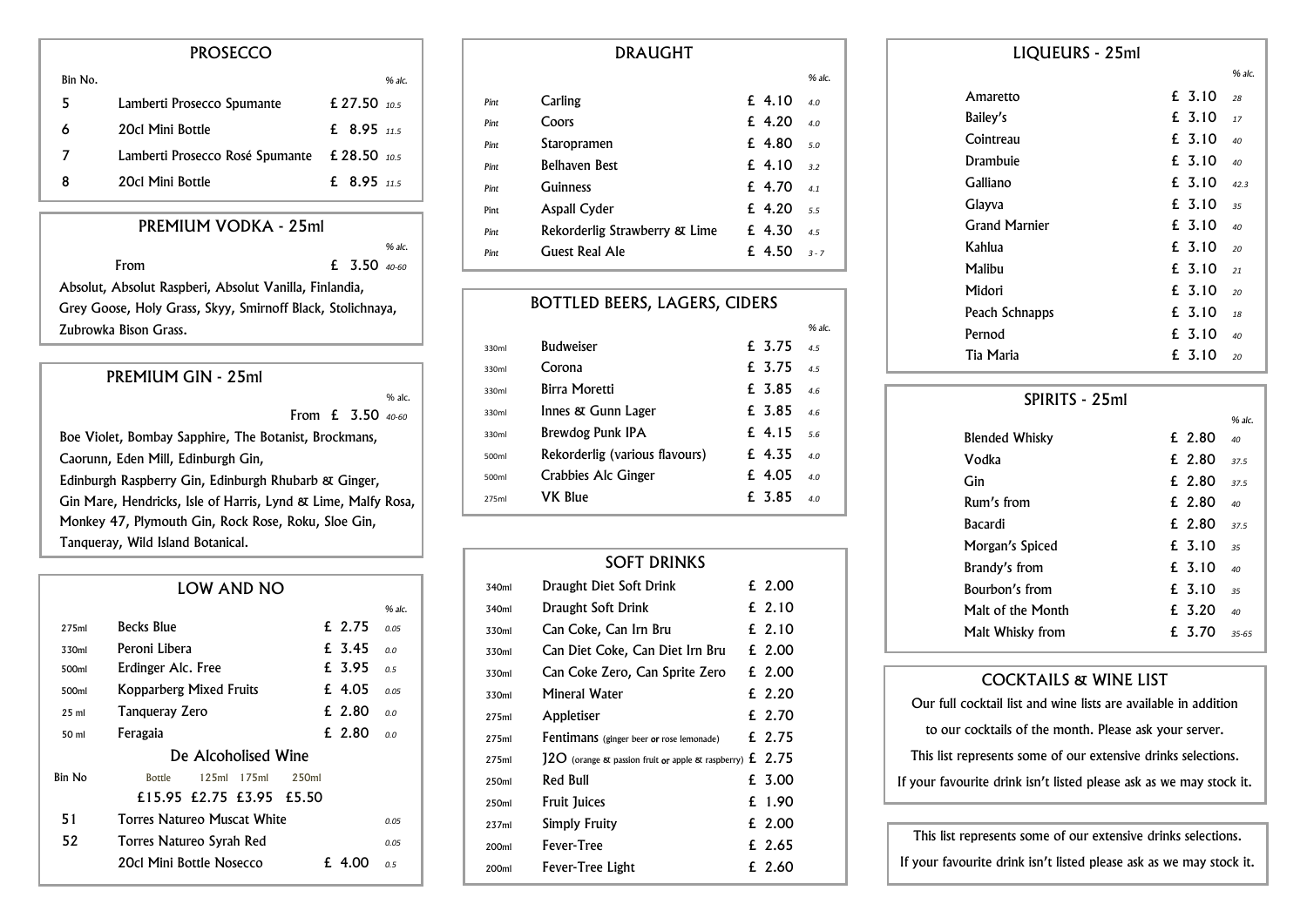## PROSECCO

| Bin No. | | | % alc. |
|---|---|---|---|
| 5 | Lamberti Prosecco Spumante | £ 27.50 | 10.5 |
| 6 | 20cl Mini Bottle | £ 8.95 | 11.5 |
| 7 | Lamberti Prosecco Rosé Spumante | £ 28.50 | 10.5 |
| 8 | 20cl Mini Bottle | £ 8.95 | 11.5 |

## PREMIUM VODKA - 25ml

| | | % alc. |
|---|---|---|
| From | £ 3.50 | 40-60 |

Absolut, Absolut Raspberi, Absolut Vanilla, Finlandia, Grey Goose, Holy Grass, Skyy, Smirnoff Black, Stolichnaya, Zubrowka Bison Grass.

## PREMIUM GIN - 25ml

| | | % alc. |
|---|---|---|
| From | £ 3.50 | 40-60 |

Boe Violet, Bombay Sapphire, The Botanist, Brockmans, Caorunn, Eden Mill, Edinburgh Gin, Edinburgh Raspberry Gin, Edinburgh Rhubarb & Ginger, Gin Mare, Hendricks, Isle of Harris, Lynd & Lime, Malfy Rosa, Monkey 47, Plymouth Gin, Rock Rose, Roku, Sloe Gin, Tanqueray, Wild Island Botanical.

## LOW AND NO

| | | | % alc. |
|---|---|---|---|
| 275ml | Becks Blue | £ 2.75 | 0.05 |
| 330ml | Peroni Libera | £ 3.45 | 0.0 |
| 500ml | Erdinger Alc. Free | £ 3.95 | 0.5 |
| 500ml | Kopparberg Mixed Fruits | £ 4.05 | 0.05 |
| 25 ml | Tanqueray Zero | £ 2.80 | 0.0 |
| 50 ml | Feragaia | £ 2.80 | 0.0 |

### De Alcoholised Wine

| Bin No | Bottle | 125ml | 175ml | 250ml | |
|---|---|---|---|---|---|
| | £15.95 | £2.75 | £3.95 | £5.50 | |
| 51 | Torres Natureo Muscat White | | | | 0.05 |
| 52 | Torres Natureo Syrah Red | | | | 0.05 |
| | 20cl Mini Bottle Nosecco | | | £ 4.00 | 0.5 |

## DRAUGHT

| | | | % alc. |
|---|---|---|---|
| Pint | Carling | £ 4.10 | 4.0 |
| Pint | Coors | £ 4.20 | 4.0 |
| Pint | Staropramen | £ 4.80 | 5.0 |
| Pint | Belhaven Best | £ 4.10 | 3.2 |
| Pint | Guinness | £ 4.70 | 4.1 |
| Pint | Aspall Cyder | £ 4.20 | 5.5 |
| Pint | Rekorderlig Strawberry & Lime | £ 4.30 | 4.5 |
| Pint | Guest Real Ale | £ 4.50 | 3 - 7 |

## BOTTLED BEERS, LAGERS, CIDERS

| | | | % alc. |
|---|---|---|---|
| 330ml | Budweiser | £ 3.75 | 4.5 |
| 330ml | Corona | £ 3.75 | 4.5 |
| 330ml | Birra Moretti | £ 3.85 | 4.6 |
| 330ml | Innes & Gunn Lager | £ 3.85 | 4.6 |
| 330ml | Brewdog Punk IPA | £ 4.15 | 5.6 |
| 500ml | Rekorderlig (various flavours) | £ 4.35 | 4.0 |
| 500ml | Crabbies Alc Ginger | £ 4.05 | 4.0 |
| 275ml | VK Blue | £ 3.85 | 4.0 |

## SOFT DRINKS

| | | |
|---|---|---|
| 340ml | Draught Diet Soft Drink | £ 2.00 |
| 340ml | Draught Soft Drink | £ 2.10 |
| 330ml | Can Coke, Can Irn Bru | £ 2.10 |
| 330ml | Can Diet Coke, Can Diet Irn Bru | £ 2.00 |
| 330ml | Can Coke Zero, Can Sprite Zero | £ 2.00 |
| 330ml | Mineral Water | £ 2.20 |
| 275ml | Appletiser | £ 2.70 |
| 275ml | Fentimans (ginger beer or rose lemonade) | £ 2.75 |
| 275ml | J2O (orange & passion fruit or apple & raspberry) | £ 2.75 |
| 250ml | Red Bull | £ 3.00 |
| 250ml | Fruit Juices | £ 1.90 |
| 237ml | Simply Fruity | £ 2.00 |
| 200ml | Fever-Tree | £ 2.65 |
| 200ml | Fever-Tree Light | £ 2.60 |

## LIQUEURS - 25ml

| | | % alc. |
|---|---|---|
| Amaretto | £ 3.10 | 28 |
| Bailey's | £ 3.10 | 17 |
| Cointreau | £ 3.10 | 40 |
| Drambuie | £ 3.10 | 40 |
| Galliano | £ 3.10 | 42.3 |
| Glayva | £ 3.10 | 35 |
| Grand Marnier | £ 3.10 | 40 |
| Kahlua | £ 3.10 | 20 |
| Malibu | £ 3.10 | 21 |
| Midori | £ 3.10 | 20 |
| Peach Schnapps | £ 3.10 | 18 |
| Pernod | £ 3.10 | 40 |
| Tia Maria | £ 3.10 | 20 |

## SPIRITS - 25ml

| | | % alc. |
|---|---|---|
| Blended Whisky | £ 2.80 | 40 |
| Vodka | £ 2.80 | 37.5 |
| Gin | £ 2.80 | 37.5 |
| Rum's from | £ 2.80 | 40 |
| Bacardi | £ 2.80 | 37.5 |
| Morgan's Spiced | £ 3.10 | 35 |
| Brandy's from | £ 3.10 | 40 |
| Bourbon's from | £ 3.10 | 35 |
| Malt of the Month | £ 3.20 | 40 |
| Malt Whisky from | £ 3.70 | 35-65 |

## COCKTAILS & WINE LIST

Our full cocktail list and wine lists are available in addition to our cocktails of the month. Please ask your server.

This list represents some of our extensive drinks selections.

If your favourite drink isn't listed please ask as we may stock it.

This list represents some of our extensive drinks selections.

If your favourite drink isn't listed please ask as we may stock it.